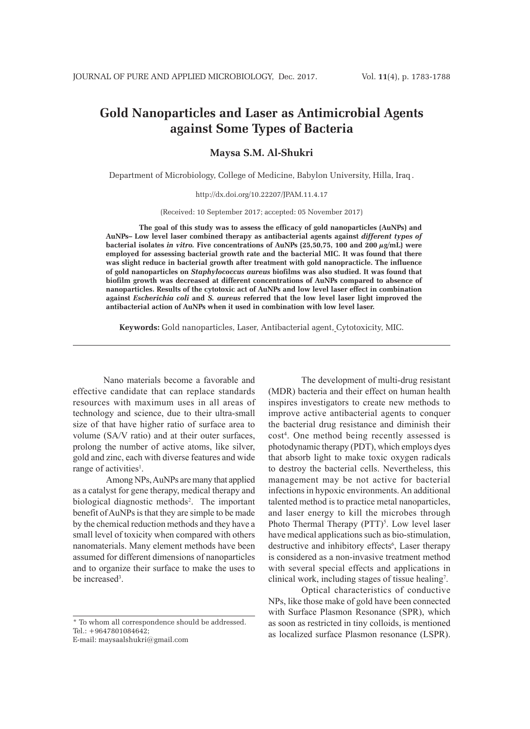# Gold Nanoparticles and Laser as Antimicrobial Agents against Some Types of Bacteria

**Maysa S.M. Al-Shukri**

Department of Microbiology, College of Medicine, Babylon University, Hilla, Iraq.

http://dx.doi.org/10.22207/JPAM.11.4.17

(Received: 10 September 2017; accepted: 05 November 2017)

**The goal of this study was to assess the efficacy of gold nanoparticles (AuNPs) and AuNPs– Low level laser combined therapy as antibacterial agents against *different types of* bacterial isolates *in vitro*. Five concentrations of AuNPs (25,50,75, 100 and 200 µg/mL) were employed for assessing bacterial growth rate and the bacterial MIC. It was found that there was slight reduce in bacterial growth after treatment with gold nanopracticle. The influence of gold nanoparticles on *Staphylococcus aureus* biofilms was also studied. It was found that biofilm growth was decreased at different concentrations of AuNPs compared to absence of nanoparticles. Results of the cytotoxic act of AuNPs and low level laser effect in combination against *Escherichia coli* and *S. aureus* referred that the low level laser light improved the antibacterial action of AuNPs when it used in combination with low level laser.**

**Keywords:** Gold nanoparticles, Laser, Antibacterial agent, Cytotoxicity, MIC.

---

Nano materials become a favorable and effective candidate that can replace standards resources with maximum uses in all areas of technology and science, due to their ultra-small size of that have higher ratio of surface area to volume (SA/V ratio) and at their outer surfaces, prolong the number of active atoms, like silver, gold and zinc, each with diverse features and wide range of activities[1].

Among NPs, AuNPs are many that applied as a catalyst for gene therapy, medical therapy and biological diagnostic methods[2]. The important benefit of AuNPs is that they are simple to be made by the chemical reduction methods and they have a small level of toxicity when compared with others nanomaterials. Many element methods have been assumed for different dimensions of nanoparticles and to organize their surface to make the uses to be increased[3].

The development of multi-drug resistant (MDR) bacteria and their effect on human health inspires investigators to create new methods to improve active antibacterial agents to conquer the bacterial drug resistance and diminish their cost[4]. One method being recently assessed is photodynamic therapy (PDT), which employs dyes that absorb light to make toxic oxygen radicals to destroy the bacterial cells. Nevertheless, this management may be not active for bacterial infections in hypoxic environments. An additional talented method is to practice metal nanoparticles, and laser energy to kill the microbes through Photo Thermal Therapy (PTT)[5]. Low level laser have medical applications such as bio-stimulation, destructive and inhibitory effects[6], Laser therapy is considered as a non-invasive treatment method with several special effects and applications in clinical work, including stages of tissue healing[7].

Optical characteristics of conductive NPs, like those make of gold have been connected with Surface Plasmon Resonance (SPR), which as soon as restricted in tiny colloids, is mentioned as localized surface Plasmon resonance (LSPR).

---

* To whom all correspondence should be addressed.
Tel.: +9647801084642;
E-mail: maysaalshukri@gmail.com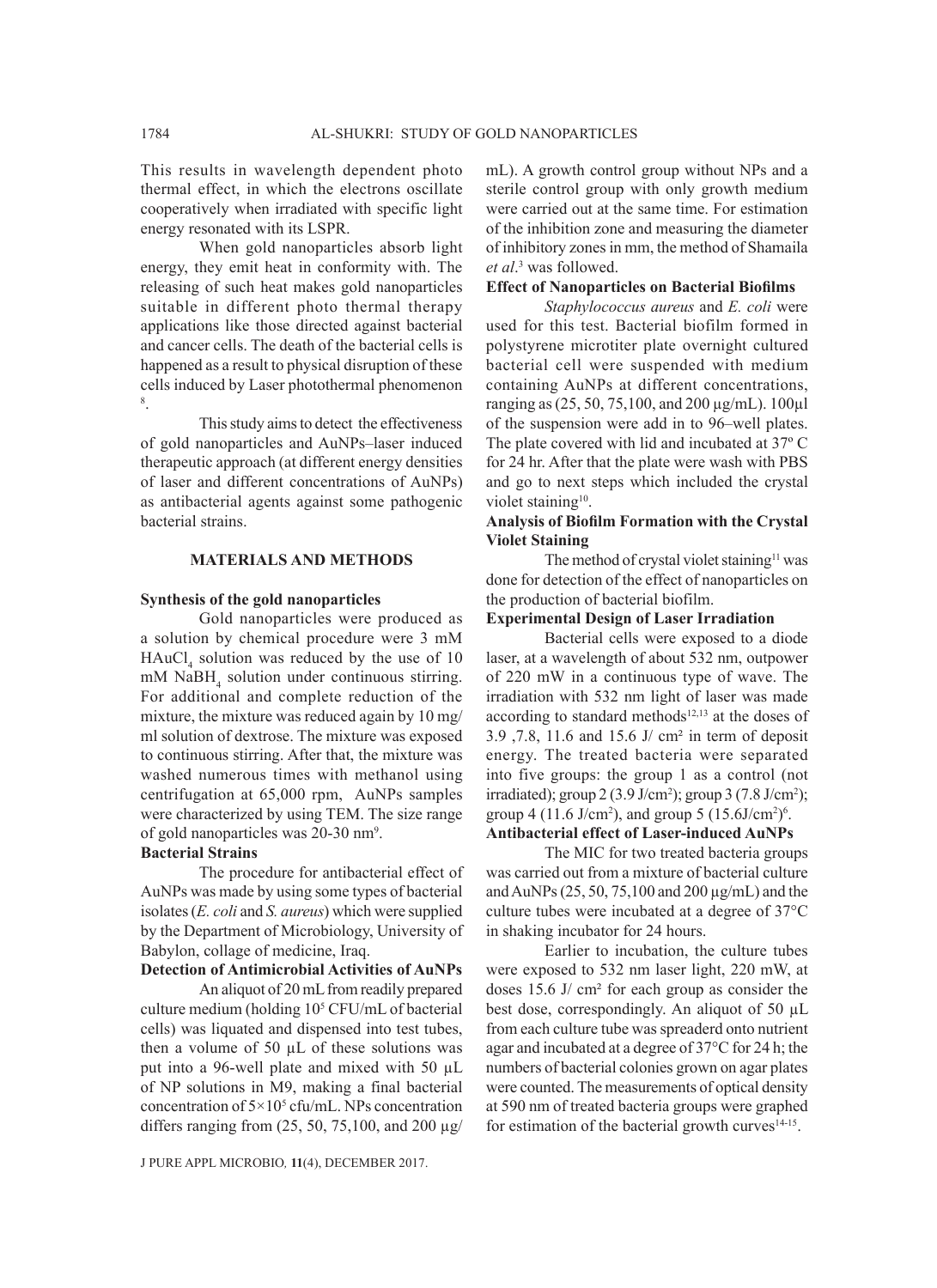This results in wavelength dependent photo thermal effect, in which the electrons oscillate cooperatively when irradiated with specific light energy resonated with its LSPR.

When gold nanoparticles absorb light energy, they emit heat in conformity with. The releasing of such heat makes gold nanoparticles suitable in different photo thermal therapy applications like those directed against bacterial and cancer cells. The death of the bacterial cells is happened as a result to physical disruption of these cells induced by Laser photothermal phenomenon [8].

This study aims to detect the effectiveness of gold nanoparticles and AuNPs–laser induced therapeutic approach (at different energy densities of laser and different concentrations of AuNPs) as antibacterial agents against some pathogenic bacterial strains.

## MATERIALS AND METHODS

### Synthesis of the gold nanoparticles

Gold nanoparticles were produced as a solution by chemical procedure were 3 mM $HAuCl_4$ solution was reduced by the use of 10 mM $NaBH_4$ solution under continuous stirring. For additional and complete reduction of the mixture, the mixture was reduced again by 10 mg/ml solution of dextrose. The mixture was exposed to continuous stirring. After that, the mixture was washed numerous times with methanol using centrifugation at 65,000 rpm, AuNPs samples were characterized by using TEM. The size range of gold nanoparticles was 20-30 nm[9].

### Bacterial Strains

The procedure for antibacterial effect of AuNPs was made by using some types of bacterial isolates (*E. coli* and *S. aureus*) which were supplied by the Department of Microbiology, University of Babylon, collage of medicine, Iraq.

### Detection of Antimicrobial Activities of AuNPs

An aliquot of 20 mL from readily prepared culture medium (holding $10^5$ CFU/mL of bacterial cells) was liquated and dispensed into test tubes, then a volume of 50 µL of these solutions was put into a 96-well plate and mixed with 50 µL of NP solutions in M9, making a final bacterial concentration of $5\times10^5$ cfu/mL. NPs concentration differs ranging from (25, 50, 75,100, and 200 µg/mL). A growth control group without NPs and a sterile control group with only growth medium were carried out at the same time. For estimation of the inhibition zone and measuring the diameter of inhibitory zones in mm, the method of Shamaila *et al*.[3] was followed.

### Effect of Nanoparticles on Bacterial Biofilms

*Staphylococcus aureus* and *E. coli* were used for this test. Bacterial biofilm formed in polystyrene microtiter plate overnight cultured bacterial cell were suspended with medium containing AuNPs at different concentrations, ranging as (25, 50, 75,100, and 200 µg/mL). 100µl of the suspension were add in to 96–well plates. The plate covered with lid and incubated at 37º C for 24 hr. After that the plate were wash with PBS and go to next steps which included the crystal violet staining[10].

### Analysis of Biofilm Formation with the Crystal Violet Staining

The method of crystal violet staining[11] was done for detection of the effect of nanoparticles on the production of bacterial biofilm.

### Experimental Design of Laser Irradiation

Bacterial cells were exposed to a diode laser, at a wavelength of about 532 nm, outpower of 220 mW in a continuous type of wave. The irradiation with 532 nm light of laser was made according to standard methods[12,13] at the doses of 3.9 ,7.8, 11.6 and 15.6 J/ cm² in term of deposit energy. The treated bacteria were separated into five groups: the group 1 as a control (not irradiated); group 2 (3.9 J/cm²); group 3 (7.8 J/cm²); group 4 (11.6 J/cm²), and group 5 (15.6J/cm²)[6].

### Antibacterial effect of Laser-induced AuNPs

The MIC for two treated bacteria groups was carried out from a mixture of bacterial culture and AuNPs (25, 50, 75,100 and 200 µg/mL) and the culture tubes were incubated at a degree of 37°C in shaking incubator for 24 hours.

Earlier to incubation, the culture tubes were exposed to 532 nm laser light, 220 mW, at doses 15.6 J/ cm² for each group as consider the best dose, correspondingly. An aliquot of 50 µL from each culture tube was spreaderd onto nutrient agar and incubated at a degree of 37°C for 24 h; the numbers of bacterial colonies grown on agar plates were counted. The measurements of optical density at 590 nm of treated bacteria groups were graphed for estimation of the bacterial growth curves[14-15].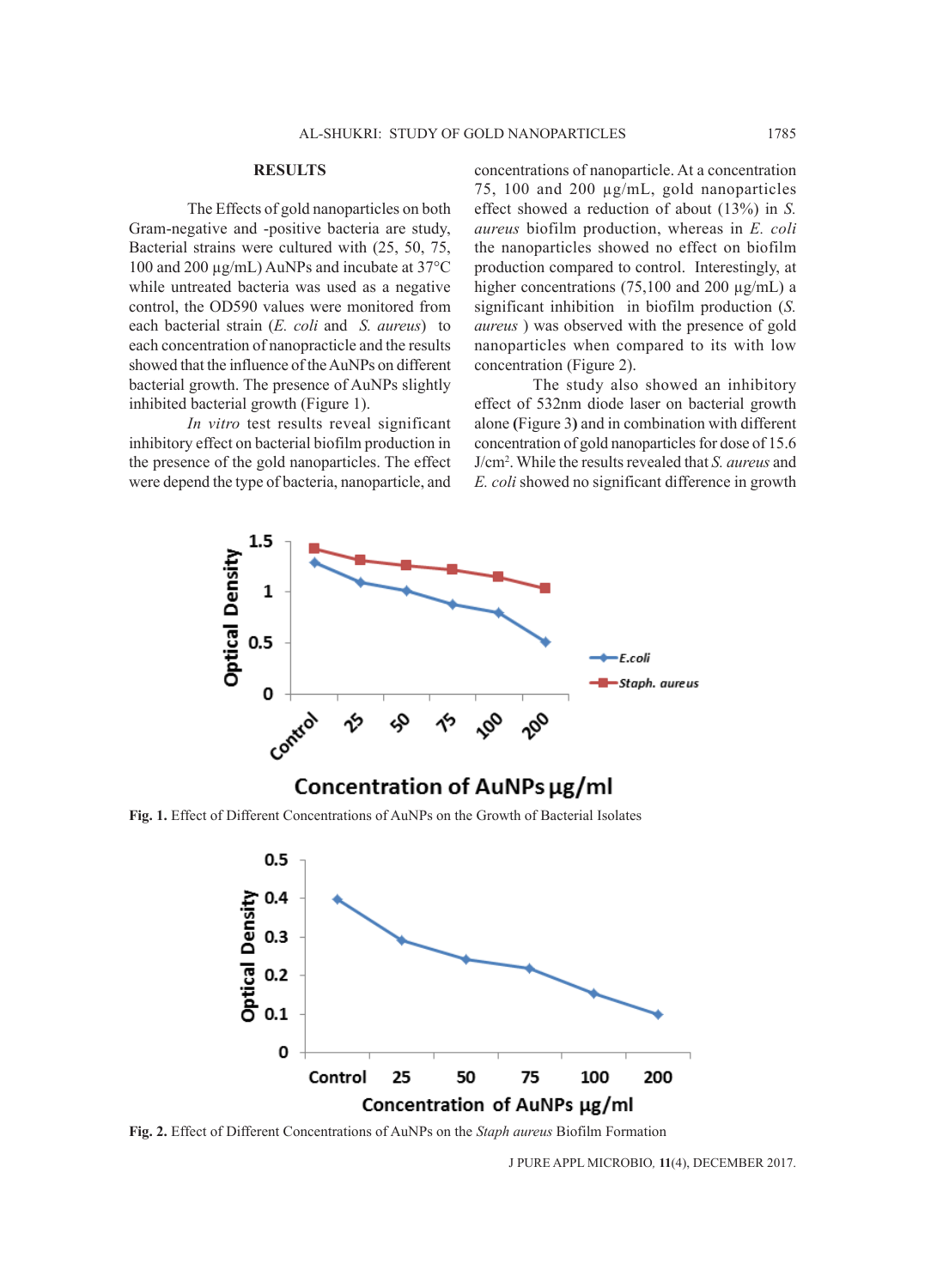## RESULTS

The Effects of gold nanoparticles on both Gram-negative and -positive bacteria are study, Bacterial strains were cultured with (25, 50, 75, 100 and 200 µg/mL) AuNPs and incubate at 37°C while untreated bacteria was used as a negative control, the OD590 values were monitored from each bacterial strain (*E. coli* and *S. aureus*) to each concentration of nanoparticle and the results showed that the influence of the AuNPs on different bacterial growth. The presence of AuNPs slightly inhibited bacterial growth (Figure 1).

*In vitro* test results reveal significant inhibitory effect on bacterial biofilm production in the presence of the gold nanoparticles. The effect were depend the type of bacteria, nanoparticle, and concentrations of nanoparticle. At a concentration 75, 100 and 200 µg/mL, gold nanoparticles effect showed a reduction of about (13%) in *S. aureus* biofilm production, whereas in *E. coli* the nanoparticles showed no effect on biofilm production compared to control. Interestingly, at higher concentrations (75,100 and 200 µg/mL) a significant inhibition in biofilm production (*S. aureus* ) was observed with the presence of gold nanoparticles when compared to its with low concentration (Figure 2).

The study also showed an inhibitory effect of 532nm diode laser on bacterial growth alone (Figure 3) and in combination with different concentration of gold nanoparticles for dose of 15.6 J/cm$^2$. While the results revealed that *S. aureus* and *E. coli* showed no significant difference in growth

**Fig. 1.** Effect of Different Concentrations of AuNPs on the Growth of Bacterial Isolates

**Fig. 2.** Effect of Different Concentrations of AuNPs on the *Staph aureus* Biofilm Formation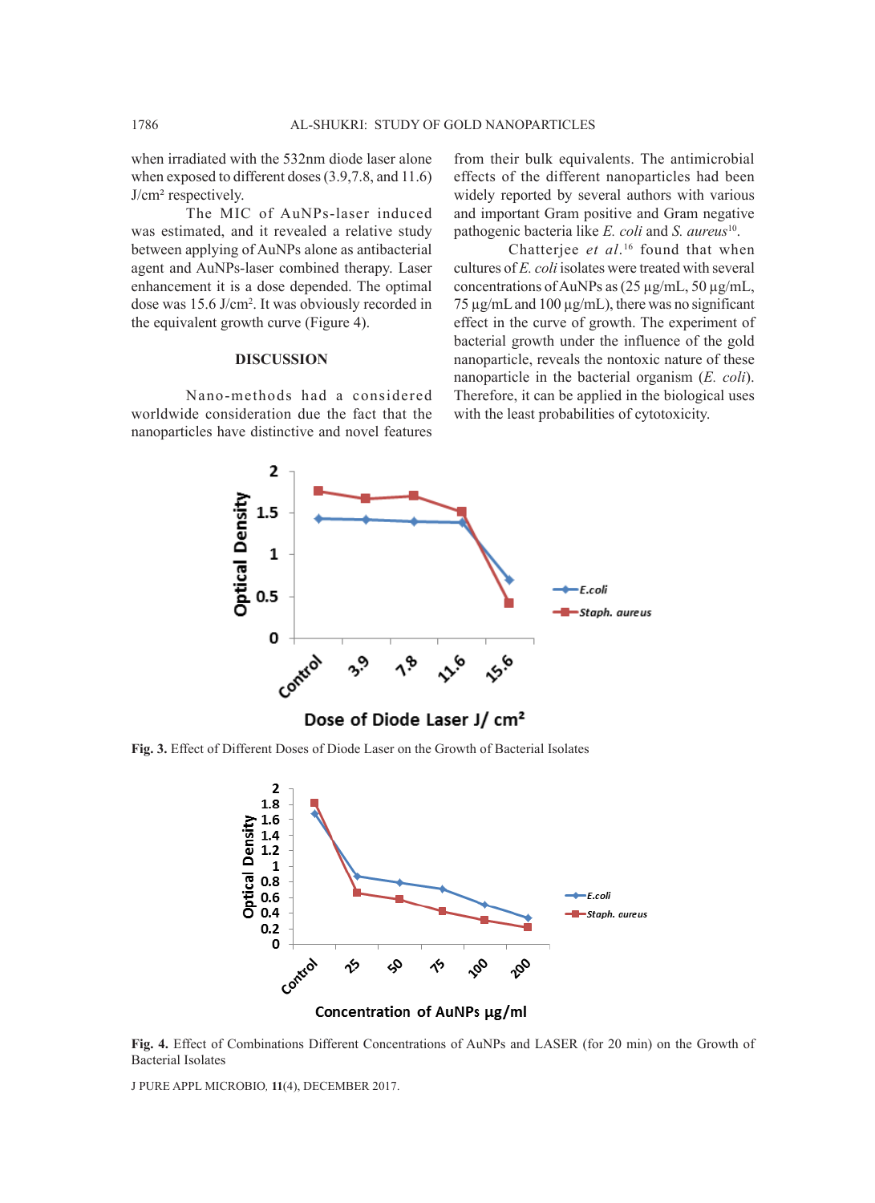when irradiated with the 532nm diode laser alone when exposed to different doses (3.9,7.8, and 11.6) J/cm² respectively.

The MIC of AuNPs-laser induced was estimated, and it revealed a relative study between applying of AuNPs alone as antibacterial agent and AuNPs-laser combined therapy. Laser enhancement it is a dose depended. The optimal dose was 15.6 J/cm². It was obviously recorded in the equivalent growth curve (Figure 4).

## DISCUSSION

Nano-methods had a considered worldwide consideration due the fact that the nanoparticles have distinctive and novel features from their bulk equivalents. The antimicrobial effects of the different nanoparticles had been widely reported by several authors with various and important Gram positive and Gram negative pathogenic bacteria like *E. coli* and *S. aureus*[10].

Chatterjee *et al.*[16] found that when cultures of *E. coli* isolates were treated with several concentrations of AuNPs as (25 µg/mL, 50 µg/mL, 75 µg/mL and 100 µg/mL), there was no significant effect in the curve of growth. The experiment of bacterial growth under the influence of the gold nanoparticle, reveals the nontoxic nature of these nanoparticle in the bacterial organism (*E. coli*). Therefore, it can be applied in the biological uses with the least probabilities of cytotoxicity.

**Fig. 3.** Effect of Different Doses of Diode Laser on the Growth of Bacterial Isolates

**Fig. 4.** Effect of Combinations Different Concentrations of AuNPs and LASER (for 20 min) on the Growth of Bacterial Isolates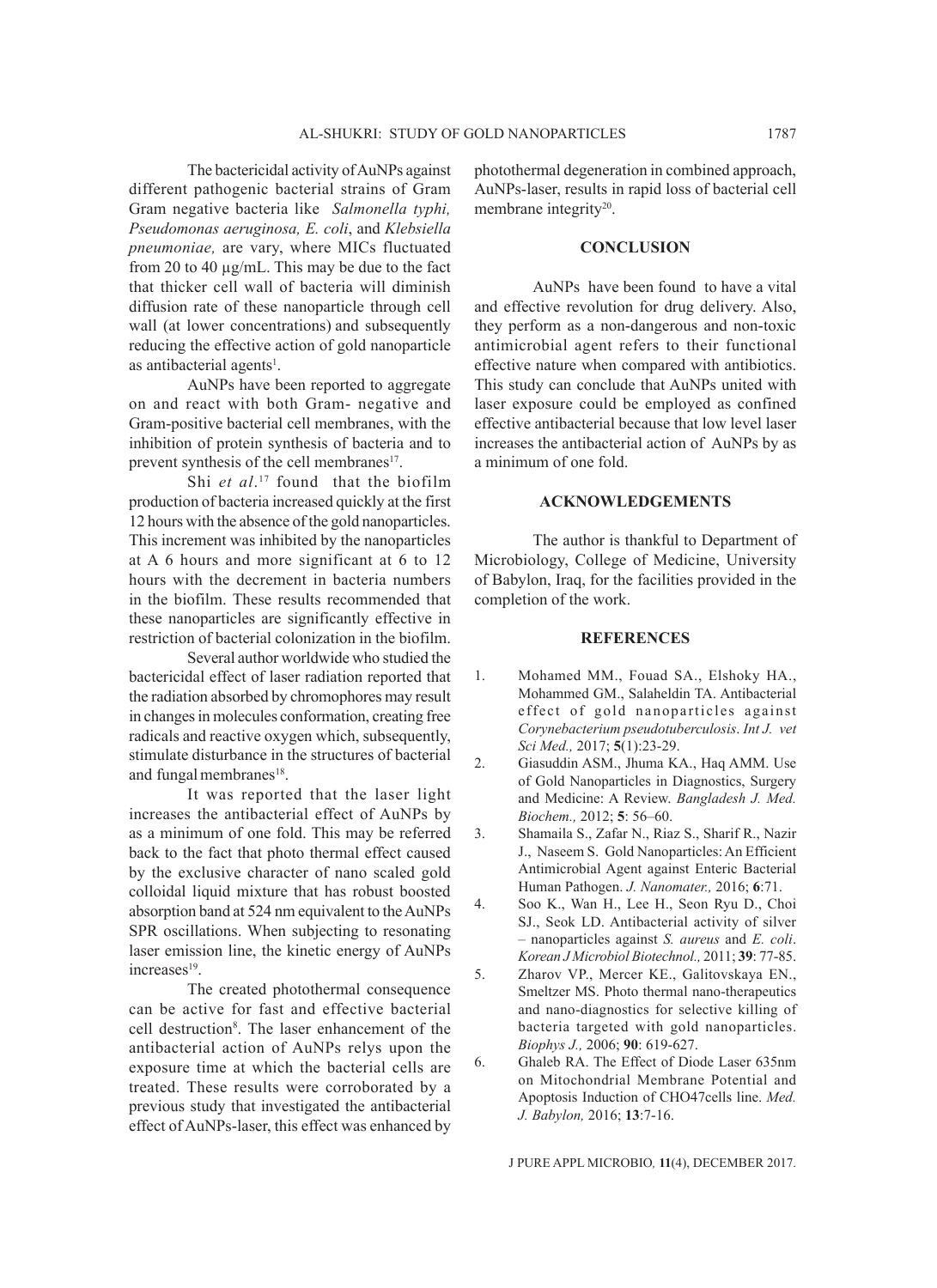The bactericidal activity of AuNPs against different pathogenic bacterial strains of Gram Gram negative bacteria like *Salmonella typhi, Pseudomonas aeruginosa, E. coli*, and *Klebsiella pneumoniae,* are vary, where MICs fluctuated from 20 to 40 µg/mL. This may be due to the fact that thicker cell wall of bacteria will diminish diffusion rate of these nanoparticle through cell wall (at lower concentrations) and subsequently reducing the effective action of gold nanoparticle as antibacterial agents[1].

AuNPs have been reported to aggregate on and react with both Gram- negative and Gram-positive bacterial cell membranes, with the inhibition of protein synthesis of bacteria and to prevent synthesis of the cell membranes[17].

Shi *et al*.[17] found that the biofilm production of bacteria increased quickly at the first 12 hours with the absence of the gold nanoparticles. This increment was inhibited by the nanoparticles at A 6 hours and more significant at 6 to 12 hours with the decrement in bacteria numbers in the biofilm. These results recommended that these nanoparticles are significantly effective in restriction of bacterial colonization in the biofilm.

Several author worldwide who studied the bactericidal effect of laser radiation reported that the radiation absorbed by chromophores may result in changes in molecules conformation, creating free radicals and reactive oxygen which, subsequently, stimulate disturbance in the structures of bacterial and fungal membranes[18].

It was reported that the laser light increases the antibacterial effect of AuNPs by as a minimum of one fold. This may be referred back to the fact that photo thermal effect caused by the exclusive character of nano scaled gold colloidal liquid mixture that has robust boosted absorption band at 524 nm equivalent to the AuNPs SPR oscillations. When subjecting to resonating laser emission line, the kinetic energy of AuNPs increases[19].

The created photothermal consequence can be active for fast and effective bacterial cell destruction[8]. The laser enhancement of the antibacterial action of AuNPs relys upon the exposure time at which the bacterial cells are treated. These results were corroborated by a previous study that investigated the antibacterial effect of AuNPs-laser, this effect was enhanced by photothermal degeneration in combined approach, AuNPs-laser, results in rapid loss of bacterial cell membrane integrity[20].

## CONCLUSION

AuNPs have been found to have a vital and effective revolution for drug delivery. Also, they perform as a non-dangerous and non-toxic antimicrobial agent refers to their functional effective nature when compared with antibiotics. This study can conclude that AuNPs united with laser exposure could be employed as confined effective antibacterial because that low level laser increases the antibacterial action of AuNPs by as a minimum of one fold.

## ACKNOWLEDGEMENTS

The author is thankful to Department of Microbiology, College of Medicine, University of Babylon, Iraq, for the facilities provided in the completion of the work.

## REFERENCES

1. Mohamed MM., Fouad SA., Elshoky HA., Mohammed GM., Salaheldin TA. Antibacterial effect of gold nanoparticles against *Corynebacterium pseudotuberculosis*. *Int J. vet Sci Med.,* 2017; **5**(1):23-29.
2. Giasuddin ASM., Jhuma KA., Haq AMM. Use of Gold Nanoparticles in Diagnostics, Surgery and Medicine: A Review. *Bangladesh J. Med. Biochem.,* 2012; **5**: 56–60.
3. Shamaila S., Zafar N., Riaz S., Sharif R., Nazir J., Naseem S. Gold Nanoparticles: An Efficient Antimicrobial Agent against Enteric Bacterial Human Pathogen. *J. Nanomater.,* 2016; **6**:71.
4. Soo K., Wan H., Lee H., Seon Ryu D., Choi SJ., Seok LD. Antibacterial activity of silver – nanoparticles against *S. aureus* and *E. coli*. *Korean J Microbiol Biotechnol.,* 2011; **39**: 77-85.
5. Zharov VP., Mercer KE., Galitovskaya EN., Smeltzer MS. Photo thermal nano-therapeutics and nano-diagnostics for selective killing of bacteria targeted with gold nanoparticles. *Biophys J.,* 2006; **90**: 619-627.
6. Ghaleb RA. The Effect of Diode Laser 635nm on Mitochondrial Membrane Potential and Apoptosis Induction of CHO47cells line. *Med. J. Babylon,* 2016; **13**:7-16.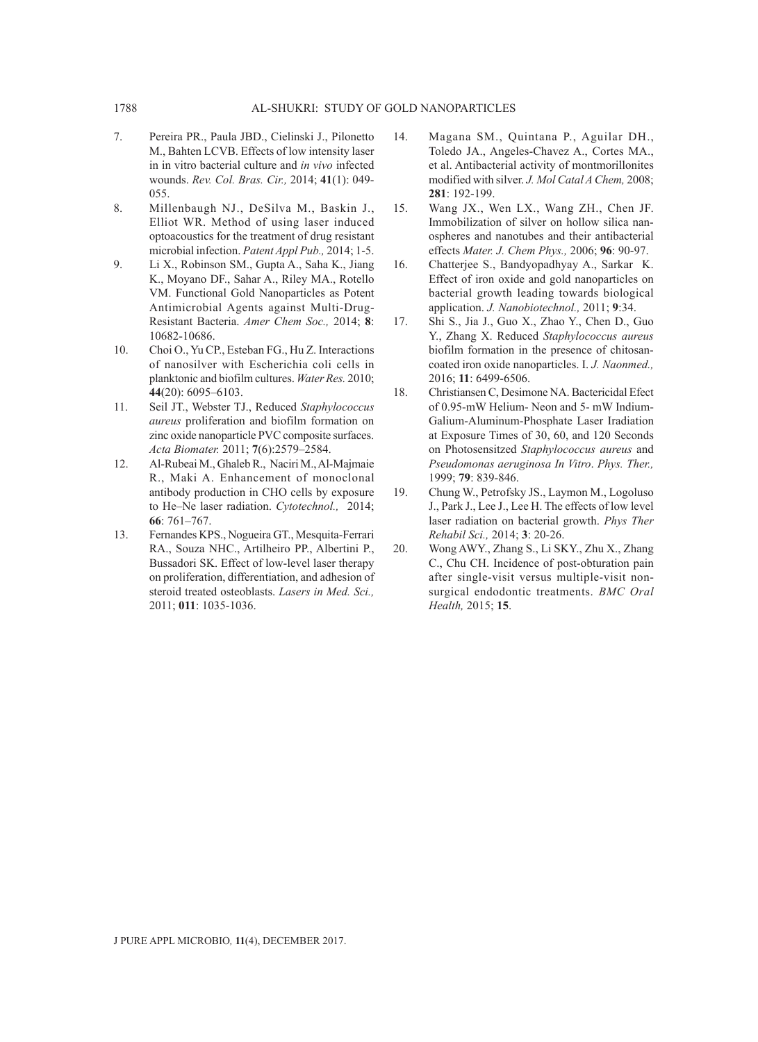7. Pereira PR., Paula JBD., Cielinski J., Pilonetto M., Bahten LCVB. Effects of low intensity laser in in vitro bacterial culture and *in vivo* infected wounds. *Rev. Col. Bras. Cir.,* 2014; **41**(1): 049-055.
8. Millenbaugh NJ., DeSilva M., Baskin J., Elliot WR. Method of using laser induced optoacoustics for the treatment of drug resistant microbial infection. *Patent Appl Pub.,* 2014; 1-5.
9. Li X., Robinson SM., Gupta A., Saha K., Jiang K., Moyano DF., Sahar A., Riley MA., Rotello VM. Functional Gold Nanoparticles as Potent Antimicrobial Agents against Multi-Drug-Resistant Bacteria. *Amer Chem Soc.,* 2014; **8**: 10682-10686.
10. Choi O., Yu CP., Esteban FG., Hu Z. Interactions of nanosilver with Escherichia coli cells in planktonic and biofilm cultures. *Water Res.* 2010; **44**(20): 6095–6103.
11. Seil JT., Webster TJ., Reduced *Staphylococcus aureus* proliferation and biofilm formation on zinc oxide nanoparticle PVC composite surfaces. *Acta Biomater.* 2011; **7**(6):2579–2584.
12. Al-Rubeai M., Ghaleb R., Naciri M., Al-Majmaie R., Maki A. Enhancement of monoclonal antibody production in CHO cells by exposure to He–Ne laser radiation. *Cytotechnol.,* 2014; **66**: 761–767.
13. Fernandes KPS., Nogueira GT., Mesquita-Ferrari RA., Souza NHC., Artilheiro PP., Albertini P., Bussadori SK. Effect of low-level laser therapy on proliferation, differentiation, and adhesion of steroid treated osteoblasts. *Lasers in Med. Sci.,* 2011; **011**: 1035-1036.
14. Magana SM., Quintana P., Aguilar DH., Toledo JA., Angeles-Chavez A., Cortes MA., et al. Antibacterial activity of montmorillonites modified with silver. *J. Mol Catal A Chem,* 2008; **281**: 192-199.
15. Wang JX., Wen LX., Wang ZH., Chen JF. Immobilization of silver on hollow silica nanospheres and nanotubes and their antibacterial effects *Mater. J. Chem Phys.,* 2006; **96**: 90-97.
16. Chatterjee S., Bandyopadhyay A., Sarkar K. Effect of iron oxide and gold nanoparticles on bacterial growth leading towards biological application. *J. Nanobiotechnol.,* 2011; **9**:34.
17. Shi S., Jia J., Guo X., Zhao Y., Chen D., Guo Y., Zhang X. Reduced *Staphylococcus aureus* biofilm formation in the presence of chitosan-coated iron oxide nanoparticles. I. *J. Naonmed.,* 2016; **11**: 6499-6506.
18. Christiansen C, Desimone NA. Bactericidal Efect of 0.95-mW Helium- Neon and 5- mW Indium-Galium-Aluminum-Phosphate Laser Iradiation at Exposure Times of 30, 60, and 120 Seconds on Photosensitzed *Staphylococcus aureus* and *Pseudomonas aeruginosa In Vitro*. *Phys. Ther.,* 1999; **79**: 839-846.
19. Chung W., Petrofsky JS., Laymon M., Logoluso J., Park J., Lee J., Lee H. The effects of low level laser radiation on bacterial growth. *Phys Ther Rehabil Sci.,* 2014; **3**: 20-26.
20. Wong AWY., Zhang S., Li SKY., Zhu X., Zhang C., Chu CH. Incidence of post-obturation pain after single-visit versus multiple-visit non-surgical endodontic treatments. *BMC Oral Health,* 2015; **15**.